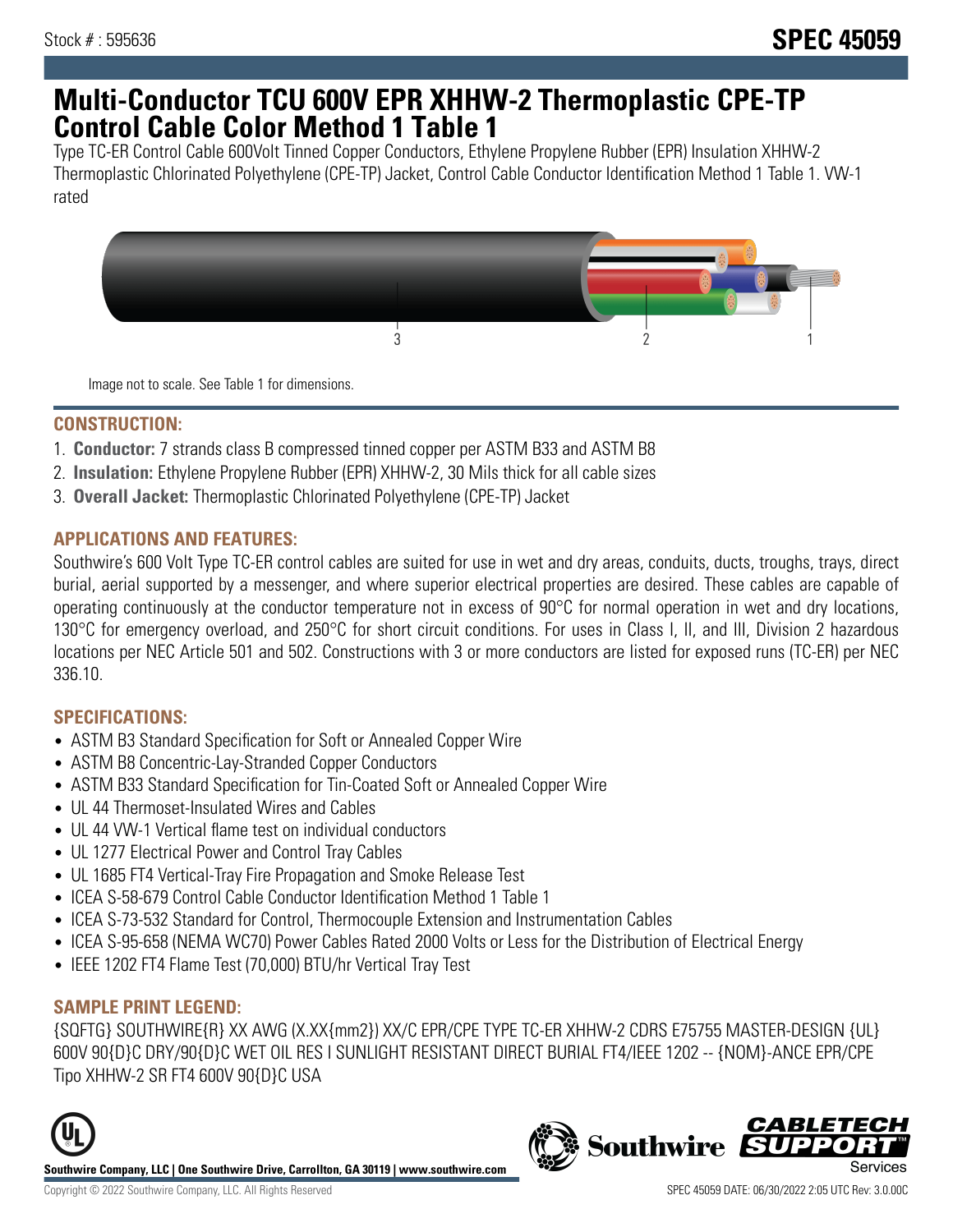Stock # : 595636

# SPEC 45059

# Multi-Conductor TCU 600V EPR XHHW-2 Thermoplastic CPE-TP Control Cable Color Method 1 Table 1

Type TC-ER Control Cable 600Volt Tinned Copper Conductors, Ethylene Propylene Rubber (EPR) Insulation XHHW-2 Thermoplastic Chlorinated Polyethylene (CPE-TP) Jacket, Control Cable Conductor Identification Method 1 Table 1. VW-1 rated

Image not to scale. See Table 1 for dimensions.

## CONSTRUCTION:

1. **Conductor:** 7 strands class B compressed tinned copper per ASTM B33 and ASTM B8
2. **Insulation:** Ethylene Propylene Rubber (EPR) XHHW-2, 30 Mils thick for all cable sizes
3. **Overall Jacket:** Thermoplastic Chlorinated Polyethylene (CPE-TP) Jacket

## APPLICATIONS AND FEATURES:

Southwire's 600 Volt Type TC-ER control cables are suited for use in wet and dry areas, conduits, ducts, troughs, trays, direct burial, aerial supported by a messenger, and where superior electrical properties are desired. These cables are capable of operating continuously at the conductor temperature not in excess of 90°C for normal operation in wet and dry locations, 130°C for emergency overload, and 250°C for short circuit conditions. For uses in Class I, II, and III, Division 2 hazardous locations per NEC Article 501 and 502. Constructions with 3 or more conductors are listed for exposed runs (TC-ER) per NEC 336.10.

## SPECIFICATIONS:

- ASTM B3 Standard Specification for Soft or Annealed Copper Wire
- ASTM B8 Concentric-Lay-Stranded Copper Conductors
- ASTM B33 Standard Specification for Tin-Coated Soft or Annealed Copper Wire
- UL 44 Thermoset-Insulated Wires and Cables
- UL 44 VW-1 Vertical flame test on individual conductors
- UL 1277 Electrical Power and Control Tray Cables
- UL 1685 FT4 Vertical-Tray Fire Propagation and Smoke Release Test
- ICEA S-58-679 Control Cable Conductor Identification Method 1 Table 1
- ICEA S-73-532 Standard for Control, Thermocouple Extension and Instrumentation Cables
- ICEA S-95-658 (NEMA WC70) Power Cables Rated 2000 Volts or Less for the Distribution of Electrical Energy
- IEEE 1202 FT4 Flame Test (70,000) BTU/hr Vertical Tray Test

## SAMPLE PRINT LEGEND:

{SQFTG} SOUTHWIRE{R} XX AWG (X.XX{mm2}) XX/C EPR/CPE TYPE TC-ER XHHW-2 CDRS E75755 MASTER-DESIGN {UL} 600V 90{D}C DRY/90{D}C WET OIL RES I SUNLIGHT RESISTANT DIRECT BURIAL FT4/IEEE 1202 -- {NOM}-ANCE EPR/CPE Tipo XHHW-2 SR FT4 600V 90{D}C USA

**Southwire Company, LLC | One Southwire Drive, Carrollton, GA 30119 | www.southwire.com**

Copyright © 2022 Southwire Company, LLC. All Rights Reserved

SPEC 45059 DATE: 06/30/2022 2:05 UTC Rev: 3.0.00C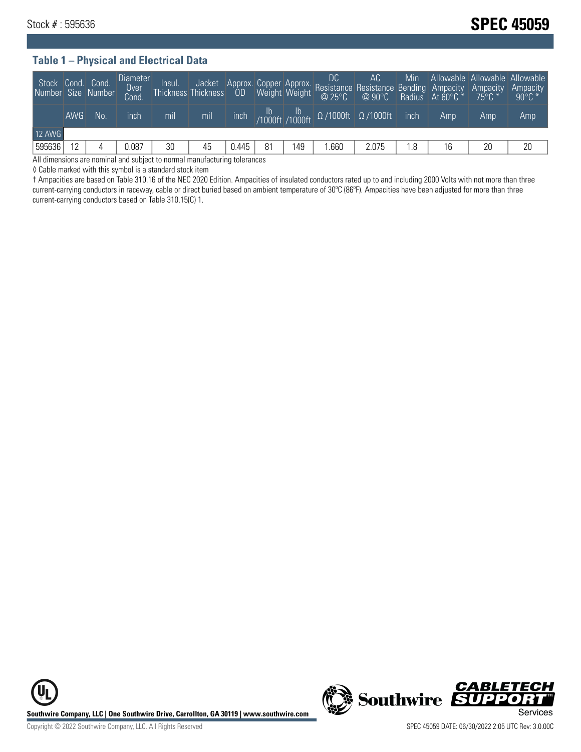### Table 1 – Physical and Electrical Data

| Stock Number | Cond. Size | Cond. Number | Diameter Over Cond. | Insul. Thickness | Jacket Thickness | Approx. OD | Copper Weight | Approx. Weight | DC Resistance @ 25°C | AC Resistance @ 90°C | Min Bending Radius | Allowable Ampacity At 60°C * | Allowable Ampacity 75°C * | Allowable Ampacity 90°C * |
|---|---|---|---|---|---|---|---|---|---|---|---|---|---|---|
| | AWG | No. | inch | mil | mil | inch | lb /1000ft | lb /1000ft | Ω /1000ft | Ω /1000ft | inch | Amp | Amp | Amp |
| 12 AWG | | | | | | | | | | | | | | |
| 595636 | 12 | 4 | 0.087 | 30 | 45 | 0.445 | 81 | 149 | 1.660 | 2.075 | 1.8 | 16 | 20 | 20 |

All dimensions are nominal and subject to normal manufacturing tolerances

◊ Cable marked with this symbol is a standard stock item

† Ampacities are based on Table 310.16 of the NEC 2020 Edition. Ampacities of insulated conductors rated up to and including 2000 Volts with not more than three current-carrying conductors in raceway, cable or direct buried based on ambient temperature of 30ºC (86ºF). Ampacities have been adjusted for more than three current-carrying conductors based on Table 310.15(C) 1.

**Southwire Company, LLC | One Southwire Drive, Carrollton, GA 30119 | www.southwire.com**

Copyright © 2022 Southwire Company, LLC. All Rights Reserved

SPEC 45059 DATE: 06/30/2022 2:05 UTC Rev: 3.0.00C